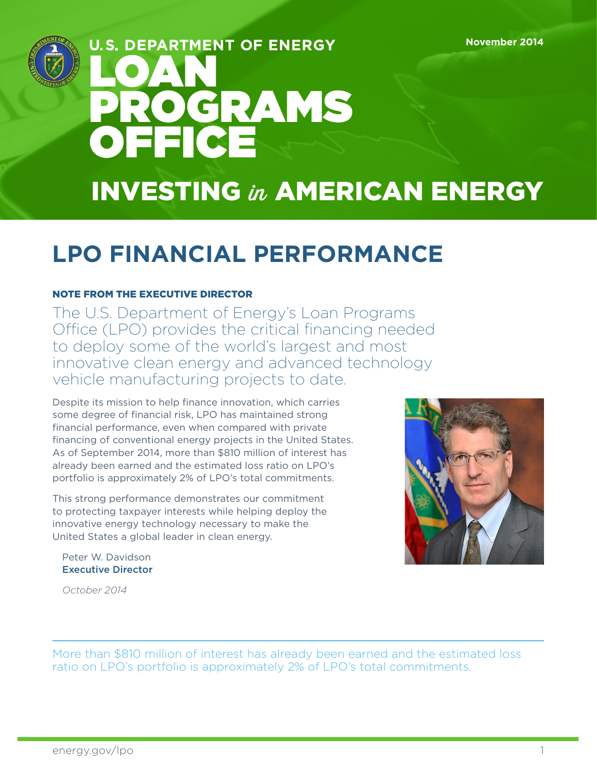U.S. DEPARTMENT OF ENERGY

# LOAN PROGRAMS OFFICE

November 2014

## INVESTING *in* AMERICAN ENERGY

# LPO FINANCIAL PERFORMANCE

**NOTE FROM THE EXECUTIVE DIRECTOR**

The U.S. Department of Energy's Loan Programs Office (LPO) provides the critical financing needed to deploy some of the world's largest and most innovative clean energy and advanced technology vehicle manufacturing projects to date.

Despite its mission to help finance innovation, which carries some degree of financial risk, LPO has maintained strong financial performance, even when compared with private financing of conventional energy projects in the United States. As of September 2014, more than $810 million of interest has already been earned and the estimated loss ratio on LPO's portfolio is approximately 2% of LPO's total commitments.

This strong performance demonstrates our commitment to protecting taxpayer interests while helping deploy the innovative energy technology necessary to make the United States a global leader in clean energy.

Peter W. Davidson
**Executive Director**

*October 2014*

More than $810 million of interest has already been earned and the estimated loss ratio on LPO's portfolio is approximately 2% of LPO's total commitments.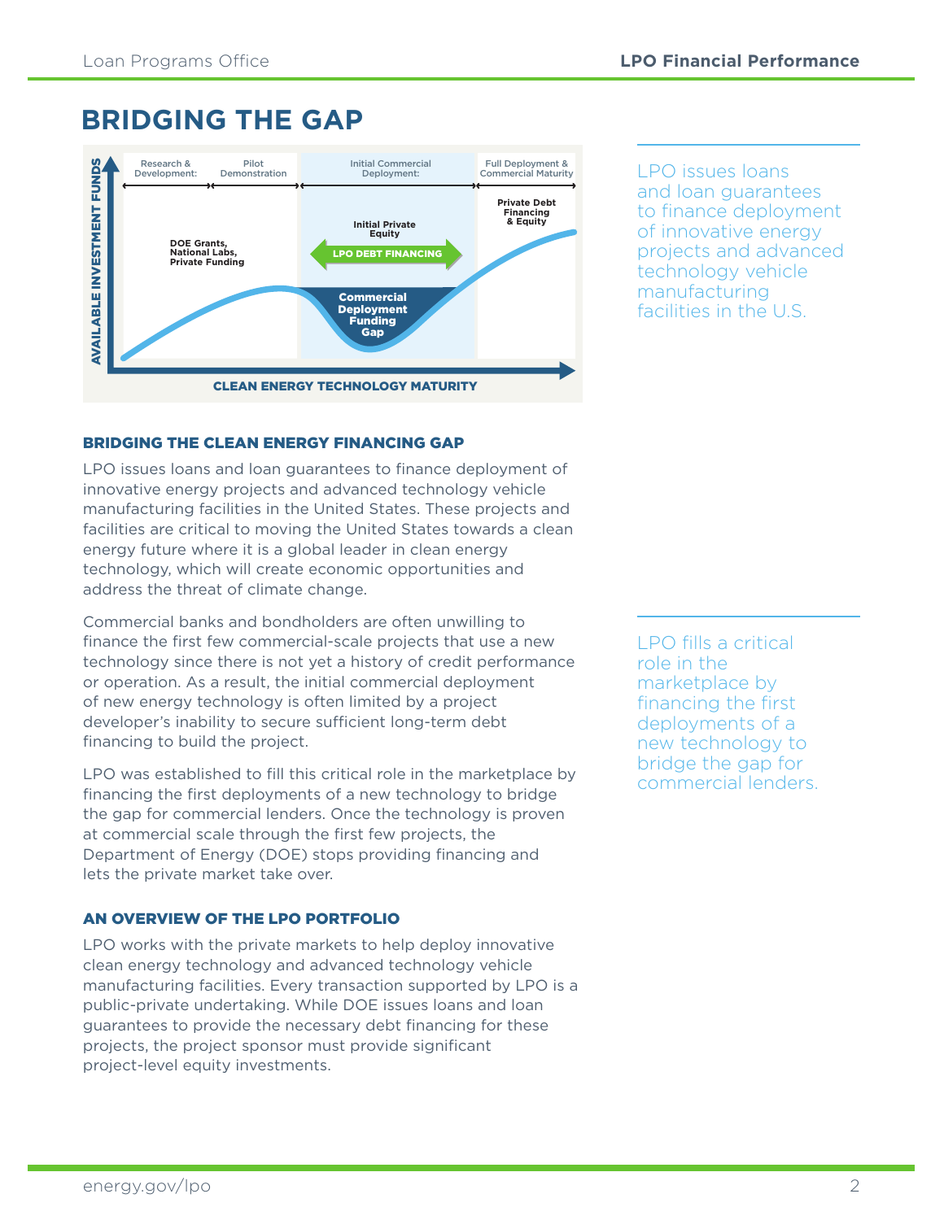# BRIDGING THE GAP

Research & Development: | Pilot Demonstration | Initial Commercial Deployment: | Full Deployment & Commercial Maturity

AVAILABLE INVESTMENT FUNDS

DOE Grants, National Labs, Private Funding

Initial Private Equity

LPO DEBT FINANCING

Commercial Deployment Funding Gap

Private Debt Financing & Equity

CLEAN ENERGY TECHNOLOGY MATURITY

LPO issues loans and loan guarantees to finance deployment of innovative energy projects and advanced technology vehicle manufacturing facilities in the U.S.

### BRIDGING THE CLEAN ENERGY FINANCING GAP

LPO issues loans and loan guarantees to finance deployment of innovative energy projects and advanced technology vehicle manufacturing facilities in the United States. These projects and facilities are critical to moving the United States towards a clean energy future where it is a global leader in clean energy technology, which will create economic opportunities and address the threat of climate change.

Commercial banks and bondholders are often unwilling to finance the first few commercial-scale projects that use a new technology since there is not yet a history of credit performance or operation. As a result, the initial commercial deployment of new energy technology is often limited by a project developer's inability to secure sufficient long-term debt financing to build the project.

LPO was established to fill this critical role in the marketplace by financing the first deployments of a new technology to bridge the gap for commercial lenders. Once the technology is proven at commercial scale through the first few projects, the Department of Energy (DOE) stops providing financing and lets the private market take over.

LPO fills a critical role in the marketplace by financing the first deployments of a new technology to bridge the gap for commercial lenders.

### AN OVERVIEW OF THE LPO PORTFOLIO

LPO works with the private markets to help deploy innovative clean energy technology and advanced technology vehicle manufacturing facilities. Every transaction supported by LPO is a public-private undertaking. While DOE issues loans and loan guarantees to provide the necessary debt financing for these projects, the project sponsor must provide significant project-level equity investments.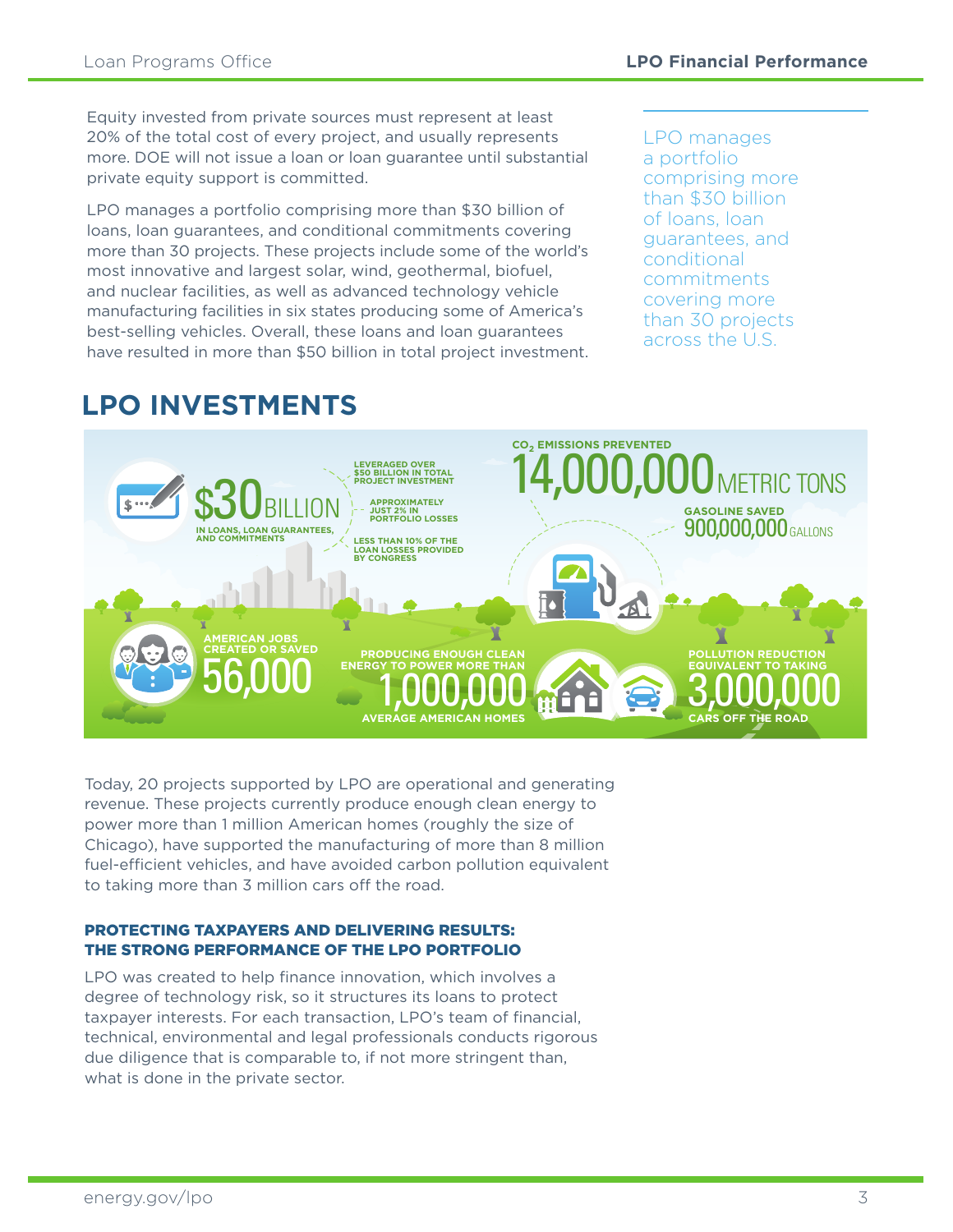Equity invested from private sources must represent at least 20% of the total cost of every project, and usually represents more. DOE will not issue a loan or loan guarantee until substantial private equity support is committed.

LPO manages a portfolio comprising more than $30 billion of loans, loan guarantees, and conditional commitments covering more than 30 projects. These projects include some of the world's most innovative and largest solar, wind, geothermal, biofuel, and nuclear facilities, as well as advanced technology vehicle manufacturing facilities in six states producing some of America's best-selling vehicles. Overall, these loans and loan guarantees have resulted in more than $50 billion in total project investment.

LPO manages a portfolio comprising more than $30 billion of loans, loan guarantees, and conditional commitments covering more than 30 projects across the U.S.

## LPO INVESTMENTS

**$30 BILLION** IN LOANS, LOAN GUARANTEES, AND COMMITMENTS

- LEVERAGED OVER $50 BILLION IN TOTAL PROJECT INVESTMENT
- APPROXIMATELY JUST 2% IN PORTFOLIO LOSSES
- LESS THAN 10% OF THE LOAN LOSSES PROVIDED BY CONGRESS

$CO_2$ EMISSIONS PREVENTED **14,000,000 METRIC TONS**

GASOLINE SAVED **900,000,000 GALLONS**

AMERICAN JOBS CREATED OR SAVED **56,000**

PRODUCING ENOUGH CLEAN ENERGY TO POWER MORE THAN **1,000,000** AVERAGE AMERICAN HOMES

POLLUTION REDUCTION EQUIVALENT TO TAKING **3,000,000** CARS OFF THE ROAD

Today, 20 projects supported by LPO are operational and generating revenue. These projects currently produce enough clean energy to power more than 1 million American homes (roughly the size of Chicago), have supported the manufacturing of more than 8 million fuel-efficient vehicles, and have avoided carbon pollution equivalent to taking more than 3 million cars off the road.

### PROTECTING TAXPAYERS AND DELIVERING RESULTS: THE STRONG PERFORMANCE OF THE LPO PORTFOLIO

LPO was created to help finance innovation, which involves a degree of technology risk, so it structures its loans to protect taxpayer interests. For each transaction, LPO's team of financial, technical, environmental and legal professionals conducts rigorous due diligence that is comparable to, if not more stringent than, what is done in the private sector.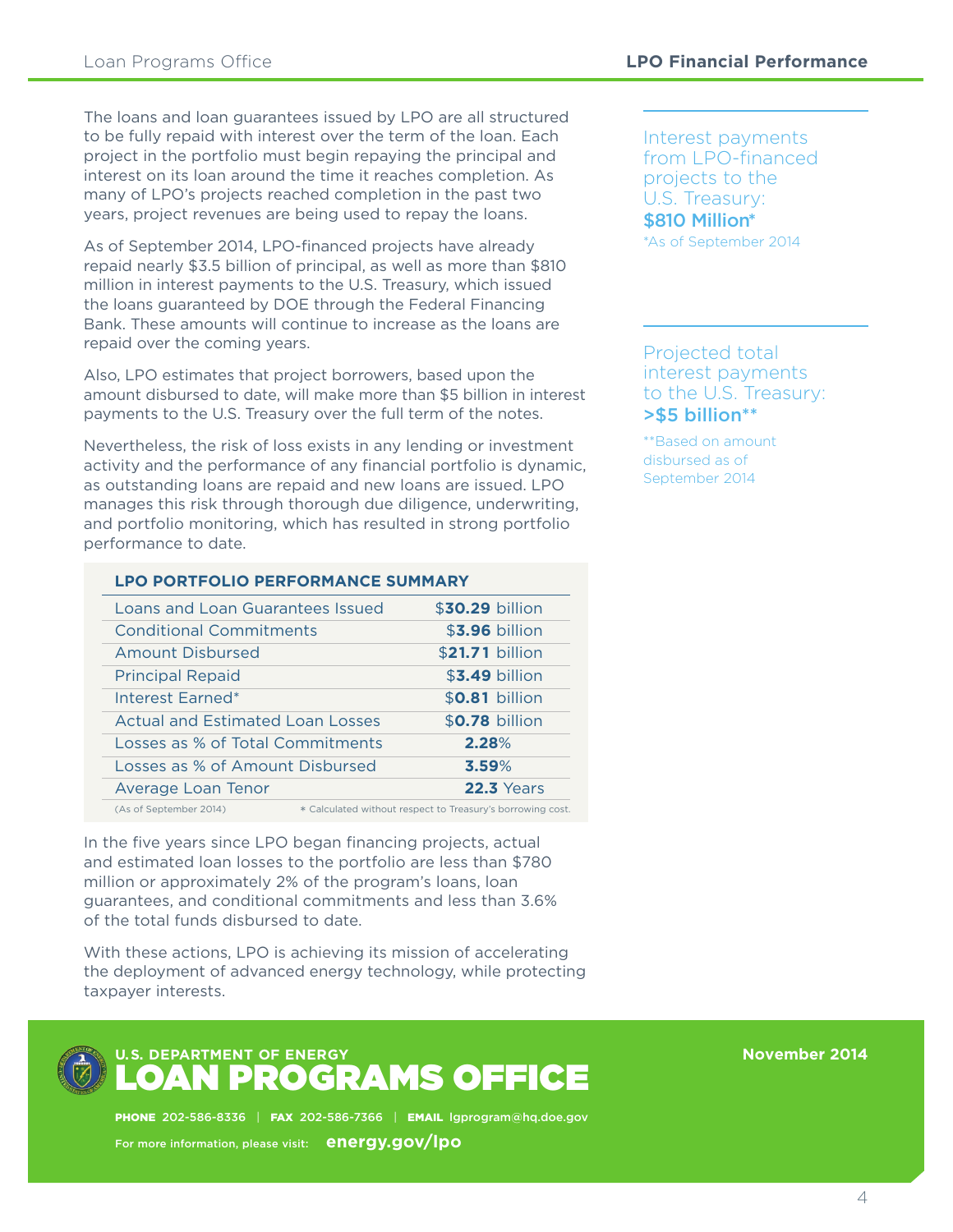The loans and loan guarantees issued by LPO are all structured to be fully repaid with interest over the term of the loan. Each project in the portfolio must begin repaying the principal and interest on its loan around the time it reaches completion. As many of LPO's projects reached completion in the past two years, project revenues are being used to repay the loans.

As of September 2014, LPO-financed projects have already repaid nearly $3.5 billion of principal, as well as more than $810 million in interest payments to the U.S. Treasury, which issued the loans guaranteed by DOE through the Federal Financing Bank. These amounts will continue to increase as the loans are repaid over the coming years.

Also, LPO estimates that project borrowers, based upon the amount disbursed to date, will make more than $5 billion in interest payments to the U.S. Treasury over the full term of the notes.

Nevertheless, the risk of loss exists in any lending or investment activity and the performance of any financial portfolio is dynamic, as outstanding loans are repaid and new loans are issued. LPO manages this risk through thorough due diligence, underwriting, and portfolio monitoring, which has resulted in strong portfolio performance to date.

**LPO PORTFOLIO PERFORMANCE SUMMARY**

| | |
|---|---|
| Loans and Loan Guarantees Issued | $**30.29** billion |
| Conditional Commitments | $**3.96** billion |
| Amount Disbursed | $**21.71** billion |
| Principal Repaid | $**3.49** billion |
| Interest Earned* | $**0.81** billion |
| Actual and Estimated Loan Losses | $**0.78** billion |
| Losses as % of Total Commitments | **2.28**% |
| Losses as % of Amount Disbursed | **3.59**% |
| Average Loan Tenor | **22.3** Years |

(As of September 2014) * Calculated without respect to Treasury's borrowing cost.

In the five years since LPO began financing projects, actual and estimated loan losses to the portfolio are less than $780 million or approximately 2% of the program's loans, loan guarantees, and conditional commitments and less than 3.6% of the total funds disbursed to date.

With these actions, LPO is achieving its mission of accelerating the deployment of advanced energy technology, while protecting taxpayer interests.

Interest payments from LPO-financed projects to the U.S. Treasury: **$810 Million***

*As of September 2014

Projected total interest payments to the U.S. Treasury: **>$5 billion****

**Based on amount disbursed as of September 2014

**U.S. DEPARTMENT OF ENERGY**
**LOAN PROGRAMS OFFICE**

**November 2014**

**PHONE** 202-586-8336 | **FAX** 202-586-7366 | **EMAIL** lgprogram@hq.doe.gov

For more information, please visit: **energy.gov/lpo**